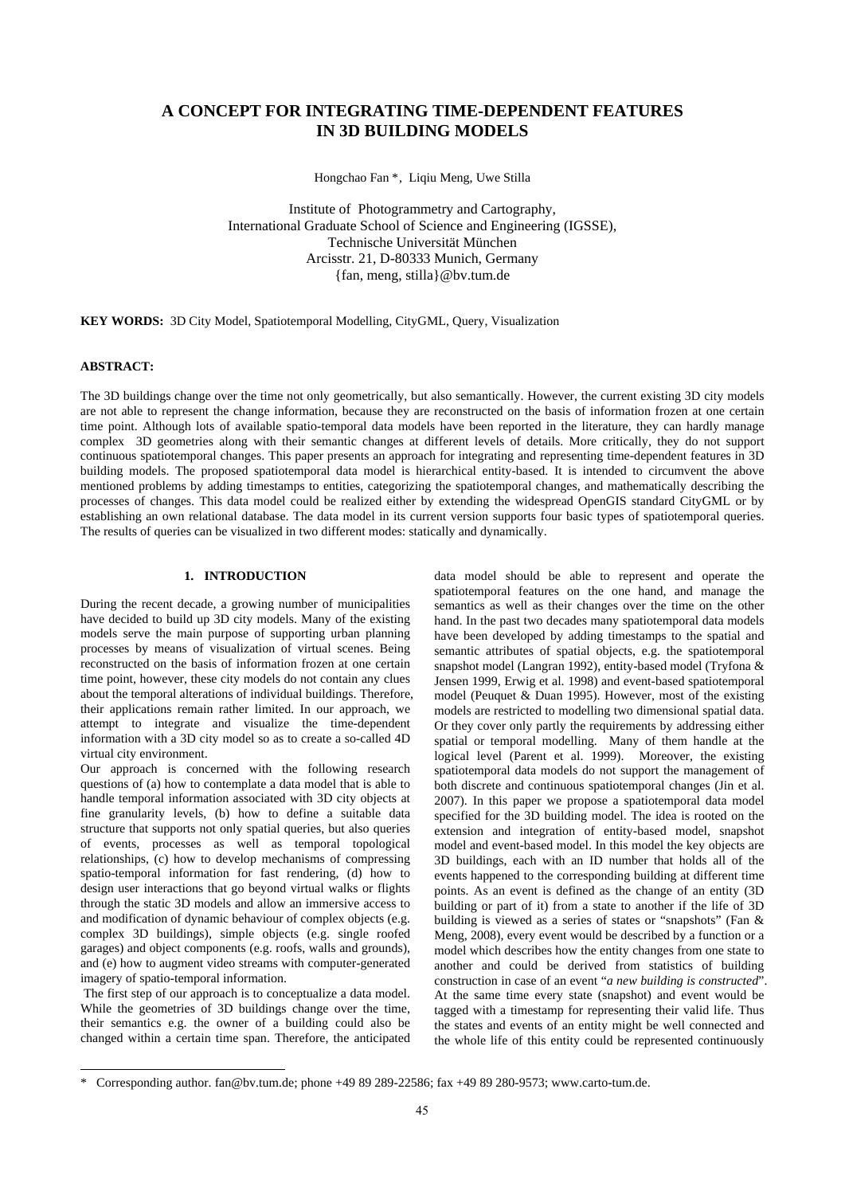# A CONCEPT FOR INTEGRATING TIME-DEPENDENT FEATURES IN 3D BUILDING MODELS

Hongchao Fan *, Liqiu Meng, Uwe Stilla

Institute of Photogrammetry and Cartography,
International Graduate School of Science and Engineering (IGSSE),
Technische Universität München
Arcisstr. 21, D-80333 Munich, Germany
{fan, meng, stilla}@bv.tum.de

**KEY WORDS:** 3D City Model, Spatiotemporal Modelling, CityGML, Query, Visualization

**ABSTRACT:**

The 3D buildings change over the time not only geometrically, but also semantically. However, the current existing 3D city models are not able to represent the change information, because they are reconstructed on the basis of information frozen at one certain time point. Although lots of available spatio-temporal data models have been reported in the literature, they can hardly manage complex 3D geometries along with their semantic changes at different levels of details. More critically, they do not support continuous spatiotemporal changes. This paper presents an approach for integrating and representing time-dependent features in 3D building models. The proposed spatiotemporal data model is hierarchical entity-based. It is intended to circumvent the above mentioned problems by adding timestamps to entities, categorizing the spatiotemporal changes, and mathematically describing the processes of changes. This data model could be realized either by extending the widespread OpenGIS standard CityGML or by establishing an own relational database. The data model in its current version supports four basic types of spatiotemporal queries. The results of queries can be visualized in two different modes: statically and dynamically.

## 1. INTRODUCTION

During the recent decade, a growing number of municipalities have decided to build up 3D city models. Many of the existing models serve the main purpose of supporting urban planning processes by means of visualization of virtual scenes. Being reconstructed on the basis of information frozen at one certain time point, however, these city models do not contain any clues about the temporal alterations of individual buildings. Therefore, their applications remain rather limited. In our approach, we attempt to integrate and visualize the time-dependent information with a 3D city model so as to create a so-called 4D virtual city environment.

Our approach is concerned with the following research questions of (a) how to contemplate a data model that is able to handle temporal information associated with 3D city objects at fine granularity levels, (b) how to define a suitable data structure that supports not only spatial queries, but also queries of events, processes as well as temporal topological relationships, (c) how to develop mechanisms of compressing spatio-temporal information for fast rendering, (d) how to design user interactions that go beyond virtual walks or flights through the static 3D models and allow an immersive access to and modification of dynamic behaviour of complex objects (e.g. complex 3D buildings), simple objects (e.g. single roofed garages) and object components (e.g. roofs, walls and grounds), and (e) how to augment video streams with computer-generated imagery of spatio-temporal information.

The first step of our approach is to conceptualize a data model. While the geometries of 3D buildings change over the time, their semantics e.g. the owner of a building could also be changed within a certain time span. Therefore, the anticipated data model should be able to represent and operate the spatiotemporal features on the one hand, and manage the semantics as well as their changes over the time on the other hand. In the past two decades many spatiotemporal data models have been developed by adding timestamps to the spatial and semantic attributes of spatial objects, e.g. the spatiotemporal snapshot model (Langran 1992), entity-based model (Tryfona & Jensen 1999, Erwig et al. 1998) and event-based spatiotemporal model (Peuquet & Duan 1995). However, most of the existing models are restricted to modelling two dimensional spatial data. Or they cover only partly the requirements by addressing either spatial or temporal modelling. Many of them handle at the logical level (Parent et al. 1999). Moreover, the existing spatiotemporal data models do not support the management of both discrete and continuous spatiotemporal changes (Jin et al. 2007). In this paper we propose a spatiotemporal data model specified for the 3D building model. The idea is rooted on the extension and integration of entity-based model, snapshot model and event-based model. In this model the key objects are 3D buildings, each with an ID number that holds all of the events happened to the corresponding building at different time points. As an event is defined as the change of an entity (3D building or part of it) from a state to another if the life of 3D building is viewed as a series of states or "snapshots" (Fan & Meng, 2008), every event would be described by a function or a model which describes how the entity changes from one state to another and could be derived from statistics of building construction in case of an event "*a new building is constructed*". At the same time every state (snapshot) and event would be tagged with a timestamp for representing their valid life. Thus the states and events of an entity might be well connected and the whole life of this entity could be represented continuously

---

* Corresponding author. fan@bv.tum.de; phone +49 89 289-22586; fax +49 89 280-9573; www.carto-tum.de.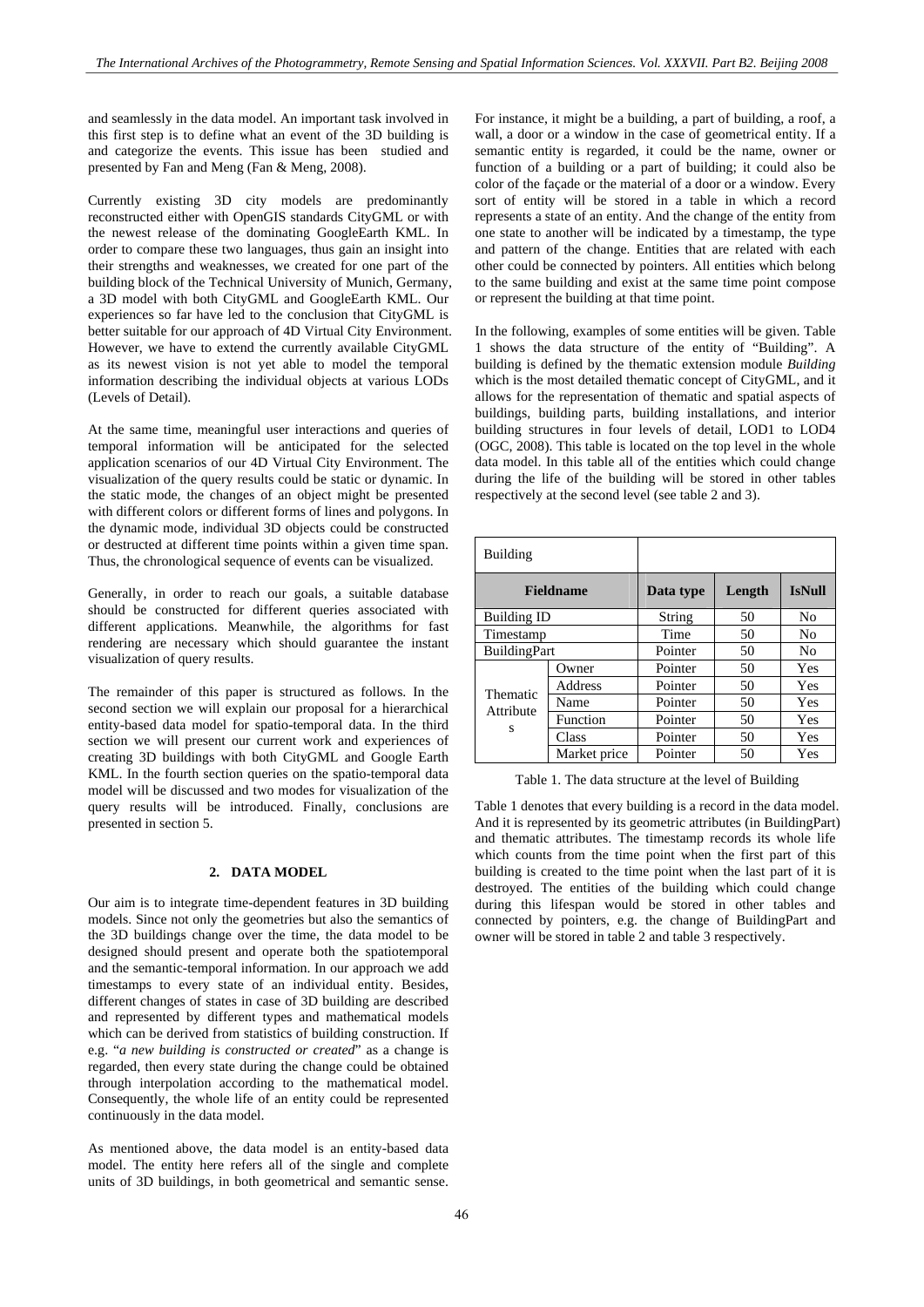and seamlessly in the data model. An important task involved in this first step is to define what an event of the 3D building is and categorize the events. This issue has been studied and presented by Fan and Meng (Fan & Meng, 2008).

Currently existing 3D city models are predominantly reconstructed either with OpenGIS standards CityGML or with the newest release of the dominating GoogleEarth KML. In order to compare these two languages, thus gain an insight into their strengths and weaknesses, we created for one part of the building block of the Technical University of Munich, Germany, a 3D model with both CityGML and GoogleEarth KML. Our experiences so far have led to the conclusion that CityGML is better suitable for our approach of 4D Virtual City Environment. However, we have to extend the currently available CityGML as its newest vision is not yet able to model the temporal information describing the individual objects at various LODs (Levels of Detail).

At the same time, meaningful user interactions and queries of temporal information will be anticipated for the selected application scenarios of our 4D Virtual City Environment. The visualization of the query results could be static or dynamic. In the static mode, the changes of an object might be presented with different colors or different forms of lines and polygons. In the dynamic mode, individual 3D objects could be constructed or destructed at different time points within a given time span. Thus, the chronological sequence of events can be visualized.

Generally, in order to reach our goals, a suitable database should be constructed for different queries associated with different applications. Meanwhile, the algorithms for fast rendering are necessary which should guarantee the instant visualization of query results.

The remainder of this paper is structured as follows. In the second section we will explain our proposal for a hierarchical entity-based data model for spatio-temporal data. In the third section we will present our current work and experiences of creating 3D buildings with both CityGML and Google Earth KML. In the fourth section queries on the spatio-temporal data model will be discussed and two modes for visualization of the query results will be introduced. Finally, conclusions are presented in section 5.

## 2. DATA MODEL

Our aim is to integrate time-dependent features in 3D building models. Since not only the geometries but also the semantics of the 3D buildings change over the time, the data model to be designed should present and operate both the spatiotemporal and the semantic-temporal information. In our approach we add timestamps to every state of an individual entity. Besides, different changes of states in case of 3D building are described and represented by different types and mathematical models which can be derived from statistics of building construction. If e.g. "*a new building is constructed or created*" as a change is regarded, then every state during the change could be obtained through interpolation according to the mathematical model. Consequently, the whole life of an entity could be represented continuously in the data model.

As mentioned above, the data model is an entity-based data model. The entity here refers all of the single and complete units of 3D buildings, in both geometrical and semantic sense. For instance, it might be a building, a part of building, a roof, a wall, a door or a window in the case of geometrical entity. If a semantic entity is regarded, it could be the name, owner or function of a building or a part of building; it could also be color of the façade or the material of a door or a window. Every sort of entity will be stored in a table in which a record represents a state of an entity. And the change of the entity from one state to another will be indicated by a timestamp, the type and pattern of the change. Entities that are related with each other could be connected by pointers. All entities which belong to the same building and exist at the same time point compose or represent the building at that time point.

In the following, examples of some entities will be given. Table 1 shows the data structure of the entity of "Building". A building is defined by the thematic extension module *Building* which is the most detailed thematic concept of CityGML, and it allows for the representation of thematic and spatial aspects of buildings, building parts, building installations, and interior building structures in four levels of detail, LOD1 to LOD4 (OGC, 2008). This table is located on the top level in the whole data model. In this table all of the entities which could change during the life of the building will be stored in other tables respectively at the second level (see table 2 and 3).

| Building | | | | |
|---|---|---|---|---|
| **Fieldname** | | **Data type** | **Length** | **IsNull** |
| Building ID | | String | 50 | No |
| Timestamp | | Time | 50 | No |
| BuildingPart | | Pointer | 50 | No |
| Thematic Attributes | Owner | Pointer | 50 | Yes |
| | Address | Pointer | 50 | Yes |
| | Name | Pointer | 50 | Yes |
| | Function | Pointer | 50 | Yes |
| | Class | Pointer | 50 | Yes |
| | Market price | Pointer | 50 | Yes |

Table 1. The data structure at the level of Building

Table 1 denotes that every building is a record in the data model. And it is represented by its geometric attributes (in BuildingPart) and thematic attributes. The timestamp records its whole life which counts from the time point when the first part of this building is created to the time point when the last part of it is destroyed. The entities of the building which could change during this lifespan would be stored in other tables and connected by pointers, e.g. the change of BuildingPart and owner will be stored in table 2 and table 3 respectively.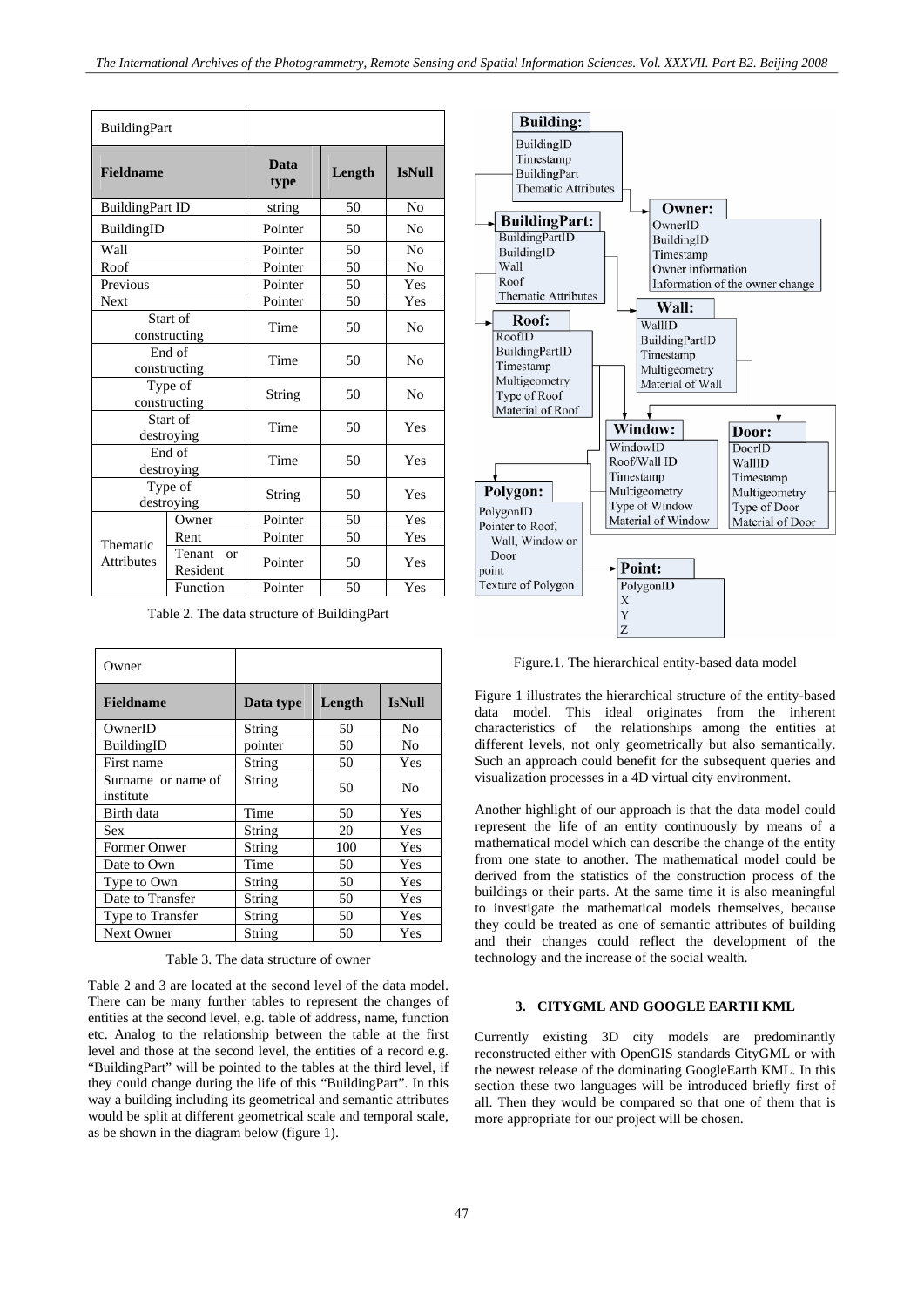| BuildingPart | | | | |
|---|---|---|---|---|
| **Fieldname** | | **Data type** | **Length** | **IsNull** |
| BuildingPart ID | | string | 50 | No |
| BuildingID | | Pointer | 50 | No |
| Wall | | Pointer | 50 | No |
| Roof | | Pointer | 50 | No |
| Previous | | Pointer | 50 | Yes |
| Next | | Pointer | 50 | Yes |
| Start of constructing | | Time | 50 | No |
| End of constructing | | Time | 50 | No |
| Type of constructing | | String | 50 | No |
| Start of destroying | | Time | 50 | Yes |
| End of destroying | | Time | 50 | Yes |
| Type of destroying | | String | 50 | Yes |
| Thematic Attributes | Owner | Pointer | 50 | Yes |
| | Rent | Pointer | 50 | Yes |
| | Tenant or Resident | Pointer | 50 | Yes |
| | Function | Pointer | 50 | Yes |

Table 2. The data structure of BuildingPart

| Owner | | | |
|---|---|---|---|
| **Fieldname** | **Data type** | **Length** | **IsNull** |
| OwnerID | String | 50 | No |
| BuildingID | pointer | 50 | No |
| First name | String | 50 | Yes |
| Surname or name of institute | String | 50 | No |
| Birth data | Time | 50 | Yes |
| Sex | String | 20 | Yes |
| Former Onwer | String | 100 | Yes |
| Date to Own | Time | 50 | Yes |
| Type to Own | String | 50 | Yes |
| Date to Transfer | String | 50 | Yes |
| Type to Transfer | String | 50 | Yes |
| Next Owner | String | 50 | Yes |

Table 3. The data structure of owner

Table 2 and 3 are located at the second level of the data model. There can be many further tables to represent the changes of entities at the second level, e.g. table of address, name, function etc. Analog to the relationship between the table at the first level and those at the second level, the entities of a record e.g. "BuildingPart" will be pointed to the tables at the third level, if they could change during the life of this "BuildingPart". In this way a building including its geometrical and semantic attributes would be split at different geometrical scale and temporal scale, as be shown in the diagram below (figure 1).

Figure.1. The hierarchical entity-based data model

Figure 1 illustrates the hierarchical structure of the entity-based data model. This ideal originates from the inherent characteristics of the relationships among the entities at different levels, not only geometrically but also semantically. Such an approach could benefit for the subsequent queries and visualization processes in a 4D virtual city environment.

Another highlight of our approach is that the data model could represent the life of an entity continuously by means of a mathematical model which can describe the change of the entity from one state to another. The mathematical model could be derived from the statistics of the construction process of the buildings or their parts. At the same time it is also meaningful to investigate the mathematical models themselves, because they could be treated as one of semantic attributes of building and their changes could reflect the development of the technology and the increase of the social wealth.

## 3. CITYGML AND GOOGLE EARTH KML

Currently existing 3D city models are predominantly reconstructed either with OpenGIS standards CityGML or with the newest release of the dominating GoogleEarth KML. In this section these two languages will be introduced briefly first of all. Then they would be compared so that one of them that is more appropriate for our project will be chosen.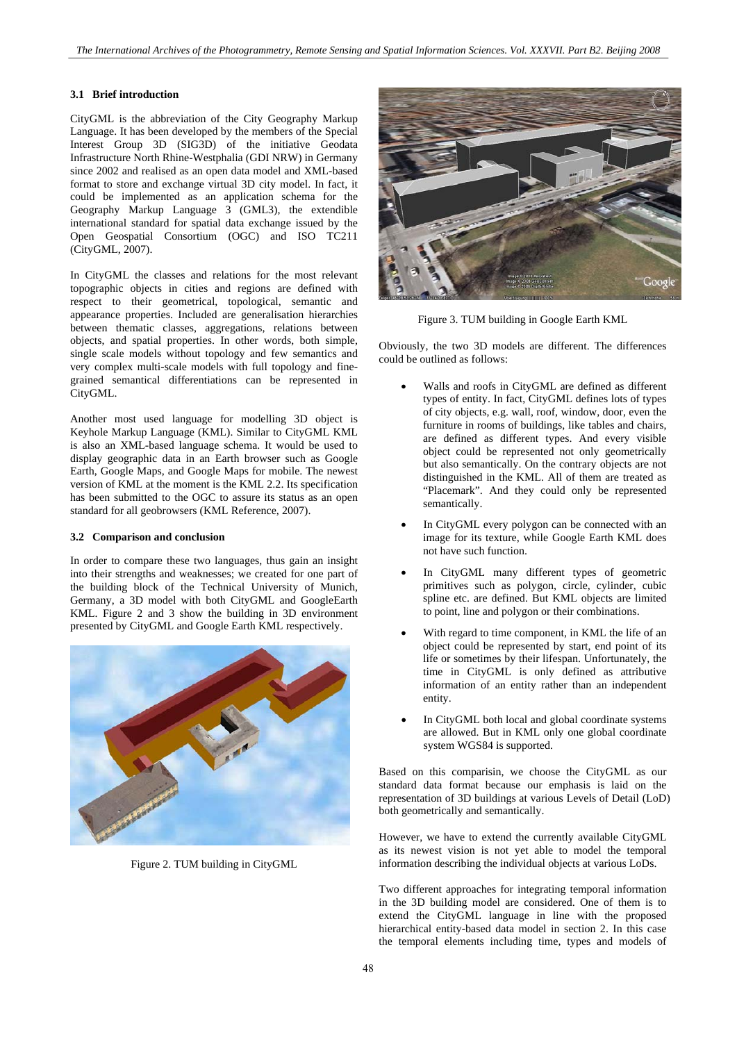### 3.1 Brief introduction

CityGML is the abbreviation of the City Geography Markup Language. It has been developed by the members of the Special Interest Group 3D (SIG3D) of the initiative Geodata Infrastructure North Rhine-Westphalia (GDI NRW) in Germany since 2002 and realised as an open data model and XML-based format to store and exchange virtual 3D city model. In fact, it could be implemented as an application schema for the Geography Markup Language 3 (GML3), the extendible international standard for spatial data exchange issued by the Open Geospatial Consortium (OGC) and ISO TC211 (CityGML, 2007).

In CityGML the classes and relations for the most relevant topographic objects in cities and regions are defined with respect to their geometrical, topological, semantic and appearance properties. Included are generalisation hierarchies between thematic classes, aggregations, relations between objects, and spatial properties. In other words, both simple, single scale models without topology and few semantics and very complex multi-scale models with full topology and fine-grained semantical differentiations can be represented in CityGML.

Another most used language for modelling 3D object is Keyhole Markup Language (KML). Similar to CityGML KML is also an XML-based language schema. It would be used to display geographic data in an Earth browser such as Google Earth, Google Maps, and Google Maps for mobile. The newest version of KML at the moment is the KML 2.2. Its specification has been submitted to the OGC to assure its status as an open standard for all geobrowsers (KML Reference, 2007).

### 3.2 Comparison and conclusion

In order to compare these two languages, thus gain an insight into their strengths and weaknesses; we created for one part of the building block of the Technical University of Munich, Germany, a 3D model with both CityGML and GoogleEarth KML. Figure 2 and 3 show the building in 3D environment presented by CityGML and Google Earth KML respectively.

Figure 2. TUM building in CityGML

Figure 3. TUM building in Google Earth KML

Obviously, the two 3D models are different. The differences could be outlined as follows:

- Walls and roofs in CityGML are defined as different types of entity. In fact, CityGML defines lots of types of city objects, e.g. wall, roof, window, door, even the furniture in rooms of buildings, like tables and chairs, are defined as different types. And every visible object could be represented not only geometrically but also semantically. On the contrary objects are not distinguished in the KML. All of them are treated as "Placemark". And they could only be represented semantically.
- In CityGML every polygon can be connected with an image for its texture, while Google Earth KML does not have such function.
- In CityGML many different types of geometric primitives such as polygon, circle, cylinder, cubic spline etc. are defined. But KML objects are limited to point, line and polygon or their combinations.
- With regard to time component, in KML the life of an object could be represented by start, end point of its life or sometimes by their lifespan. Unfortunately, the time in CityGML is only defined as attributive information of an entity rather than an independent entity.
- In CityGML both local and global coordinate systems are allowed. But in KML only one global coordinate system WGS84 is supported.

Based on this comparisin, we choose the CityGML as our standard data format because our emphasis is laid on the representation of 3D buildings at various Levels of Detail (LoD) both geometrically and semantically.

However, we have to extend the currently available CityGML as its newest vision is not yet able to model the temporal information describing the individual objects at various LoDs.

Two different approaches for integrating temporal information in the 3D building model are considered. One of them is to extend the CityGML language in line with the proposed hierarchical entity-based data model in section 2. In this case the temporal elements including time, types and models of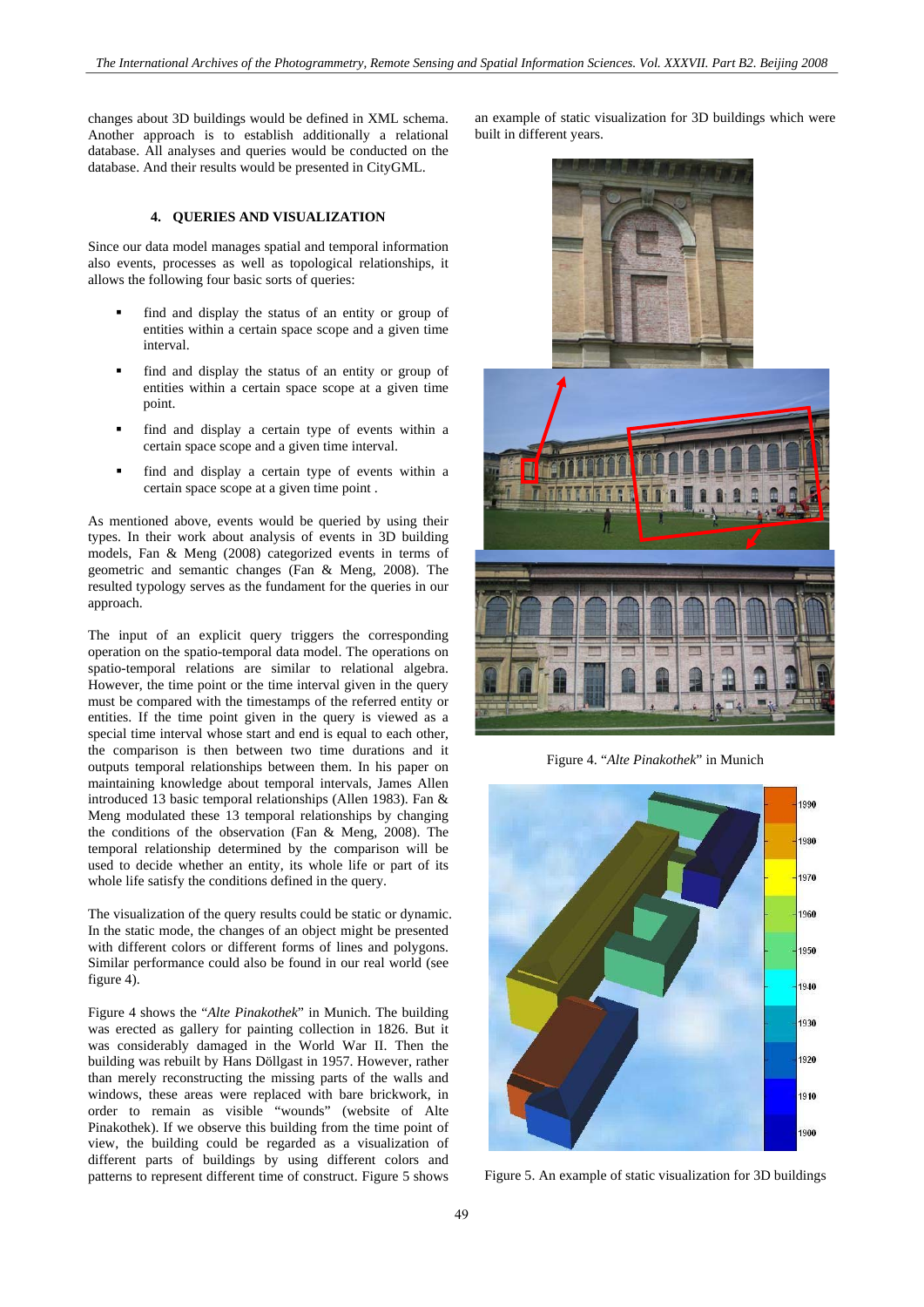changes about 3D buildings would be defined in XML schema. Another approach is to establish additionally a relational database. All analyses and queries would be conducted on the database. And their results would be presented in CityGML.

## 4. QUERIES AND VISUALIZATION

Since our data model manages spatial and temporal information also events, processes as well as topological relationships, it allows the following four basic sorts of queries:

- find and display the status of an entity or group of entities within a certain space scope and a given time interval.
- find and display the status of an entity or group of entities within a certain space scope at a given time point.
- find and display a certain type of events within a certain space scope and a given time interval.
- find and display a certain type of events within a certain space scope at a given time point .

As mentioned above, events would be queried by using their types. In their work about analysis of events in 3D building models, Fan & Meng (2008) categorized events in terms of geometric and semantic changes (Fan & Meng, 2008). The resulted typology serves as the fundament for the queries in our approach.

The input of an explicit query triggers the corresponding operation on the spatio-temporal data model. The operations on spatio-temporal relations are similar to relational algebra. However, the time point or the time interval given in the query must be compared with the timestamps of the referred entity or entities. If the time point given in the query is viewed as a special time interval whose start and end is equal to each other, the comparison is then between two time durations and it outputs temporal relationships between them. In his paper on maintaining knowledge about temporal intervals, James Allen introduced 13 basic temporal relationships (Allen 1983). Fan & Meng modulated these 13 temporal relationships by changing the conditions of the observation (Fan & Meng, 2008). The temporal relationship determined by the comparison will be used to decide whether an entity, its whole life or part of its whole life satisfy the conditions defined in the query.

The visualization of the query results could be static or dynamic. In the static mode, the changes of an object might be presented with different colors or different forms of lines and polygons. Similar performance could also be found in our real world (see figure 4).

Figure 4 shows the "*Alte Pinakothek*" in Munich. The building was erected as gallery for painting collection in 1826. But it was considerably damaged in the World War II. Then the building was rebuilt by Hans Döllgast in 1957. However, rather than merely reconstructing the missing parts of the walls and windows, these areas were replaced with bare brickwork, in order to remain as visible "wounds" (website of Alte Pinakothek). If we observe this building from the time point of view, the building could be regarded as a visualization of different parts of buildings by using different colors and patterns to represent different time of construct. Figure 5 shows an example of static visualization for 3D buildings which were built in different years.

Figure 4. "*Alte Pinakothek*" in Munich

Figure 5. An example of static visualization for 3D buildings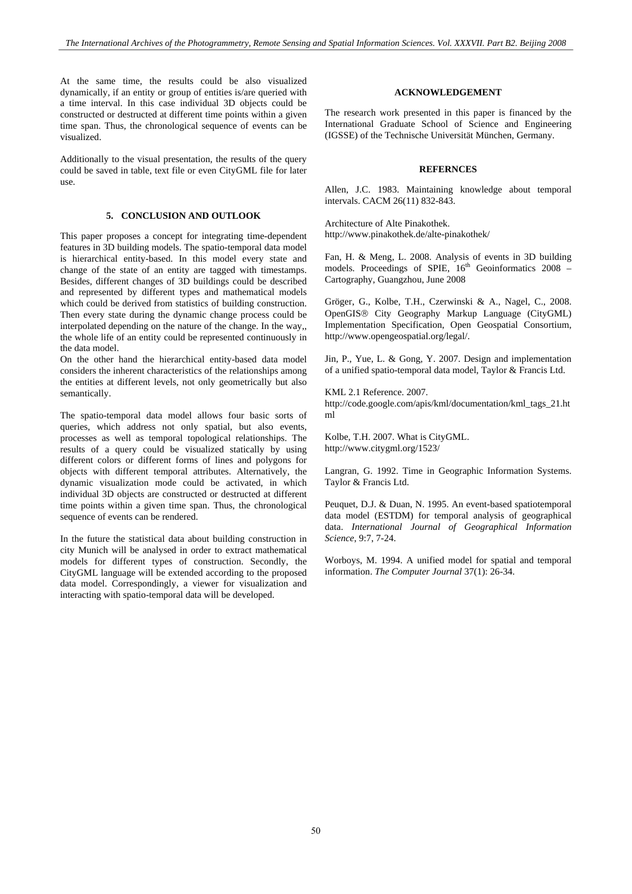At the same time, the results could be also visualized dynamically, if an entity or group of entities is/are queried with a time interval. In this case individual 3D objects could be constructed or destructed at different time points within a given time span. Thus, the chronological sequence of events can be visualized.

Additionally to the visual presentation, the results of the query could be saved in table, text file or even CityGML file for later use.

## 5. CONCLUSION AND OUTLOOK

This paper proposes a concept for integrating time-dependent features in 3D building models. The spatio-temporal data model is hierarchical entity-based. In this model every state and change of the state of an entity are tagged with timestamps. Besides, different changes of 3D buildings could be described and represented by different types and mathematical models which could be derived from statistics of building construction. Then every state during the dynamic change process could be interpolated depending on the nature of the change. In the way,, the whole life of an entity could be represented continuously in the data model.

On the other hand the hierarchical entity-based data model considers the inherent characteristics of the relationships among the entities at different levels, not only geometrically but also semantically.

The spatio-temporal data model allows four basic sorts of queries, which address not only spatial, but also events, processes as well as temporal topological relationships. The results of a query could be visualized statically by using different colors or different forms of lines and polygons for objects with different temporal attributes. Alternatively, the dynamic visualization mode could be activated, in which individual 3D objects are constructed or destructed at different time points within a given time span. Thus, the chronological sequence of events can be rendered.

In the future the statistical data about building construction in city Munich will be analysed in order to extract mathematical models for different types of construction. Secondly, the CityGML language will be extended according to the proposed data model. Correspondingly, a viewer for visualization and interacting with spatio-temporal data will be developed.

## ACKNOWLEDGEMENT

The research work presented in this paper is financed by the International Graduate School of Science and Engineering (IGSSE) of the Technische Universität München, Germany.

## REFERNCES

Allen, J.C. 1983. Maintaining knowledge about temporal intervals. CACM 26(11) 832-843.

Architecture of Alte Pinakothek. http://www.pinakothek.de/alte-pinakothek/

Fan, H. & Meng, L. 2008. Analysis of events in 3D building models. Proceedings of SPIE, 16th Geoinformatics 2008 – Cartography, Guangzhou, June 2008

Gröger, G., Kolbe, T.H., Czerwinski & A., Nagel, C., 2008. OpenGIS® City Geography Markup Language (CityGML) Implementation Specification, Open Geospatial Consortium, http://www.opengeospatial.org/legal/.

Jin, P., Yue, L. & Gong, Y. 2007. Design and implementation of a unified spatio-temporal data model, Taylor & Francis Ltd.

KML 2.1 Reference. 2007. http://code.google.com/apis/kml/documentation/kml_tags_21.html

Kolbe, T.H. 2007. What is CityGML. http://www.citygml.org/1523/

Langran, G. 1992. Time in Geographic Information Systems. Taylor & Francis Ltd.

Peuquet, D.J. & Duan, N. 1995. An event-based spatiotemporal data model (ESTDM) for temporal analysis of geographical data. *International Journal of Geographical Information Science*, 9:7, 7-24.

Worboys, M. 1994. A unified model for spatial and temporal information. *The Computer Journal* 37(1): 26-34.